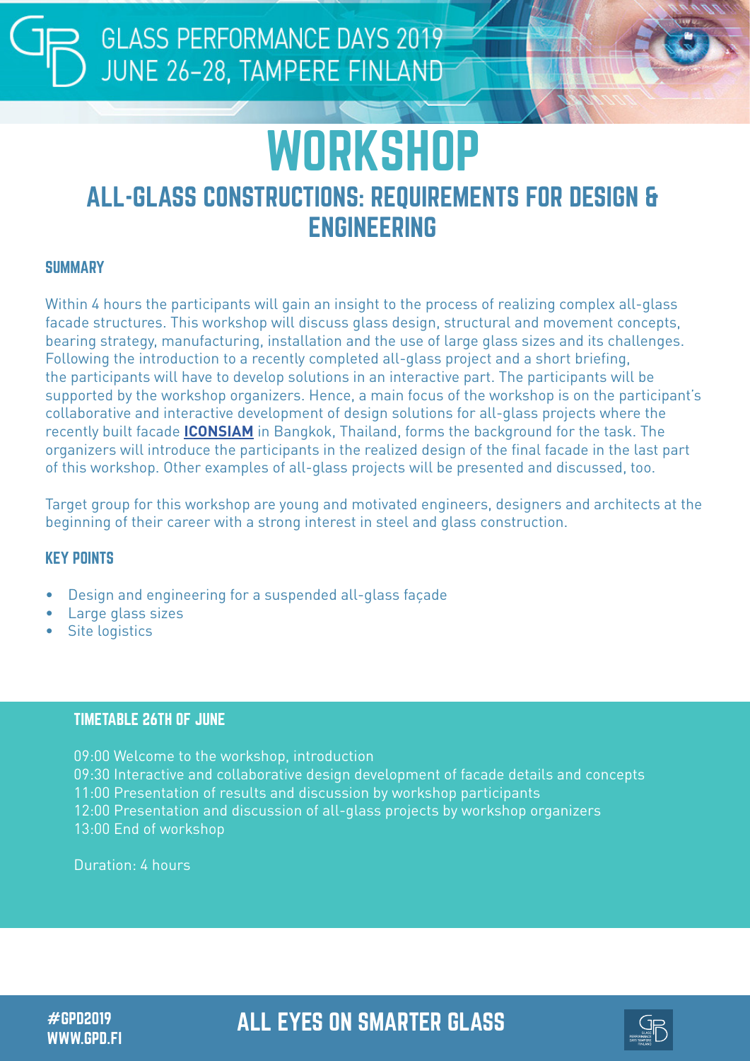GLASS PERFORMANCE DAYS 2019
JUNE 26–28, TAMPERE FINLAND

# WORKSHOP

## ALL-GLASS CONSTRUCTIONS: REQUIREMENTS FOR DESIGN & ENGINEERING

### SUMMARY

Within 4 hours the participants will gain an insight to the process of realizing complex all-glass facade structures. This workshop will discuss glass design, structural and movement concepts, bearing strategy, manufacturing, installation and the use of large glass sizes and its challenges. Following the introduction to a recently completed all-glass project and a short briefing, the participants will have to develop solutions in an interactive part. The participants will be supported by the workshop organizers. Hence, a main focus of the workshop is on the participant's collaborative and interactive development of design solutions for all-glass projects where the recently built facade **ICONSIAM** in Bangkok, Thailand, forms the background for the task. The organizers will introduce the participants in the realized design of the final facade in the last part of this workshop. Other examples of all-glass projects will be presented and discussed, too.

Target group for this workshop are young and motivated engineers, designers and architects at the beginning of their career with a strong interest in steel and glass construction.

### KEY POINTS

- Design and engineering for a suspended all-glass façade
- Large glass sizes
- Site logistics

### TIMETABLE 26TH OF JUNE

09:00 Welcome to the workshop, introduction
09:30 Interactive and collaborative design development of facade details and concepts
11:00 Presentation of results and discussion by workshop participants
12:00 Presentation and discussion of all-glass projects by workshop organizers
13:00 End of workshop

Duration: 4 hours

#GPD2019
WWW.GPD.FI

ALL EYES ON SMARTER GLASS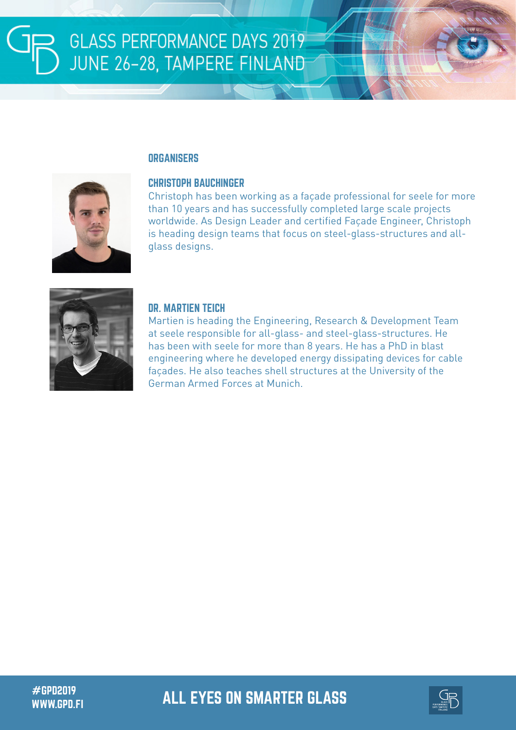## ORGANISERS

### CHRISTOPH BAUCHINGER

Christoph has been working as a façade professional for seele for more than 10 years and has successfully completed large scale projects worldwide. As Design Leader and certified Façade Engineer, Christoph is heading design teams that focus on steel-glass-structures and all-glass designs.

### DR. MARTIEN TEICH

Martien is heading the Engineering, Research & Development Team at seele responsible for all-glass- and steel-glass-structures. He has been with seele for more than 8 years. He has a PhD in blast engineering where he developed energy dissipating devices for cable façades. He also teaches shell structures at the University of the German Armed Forces at Munich.